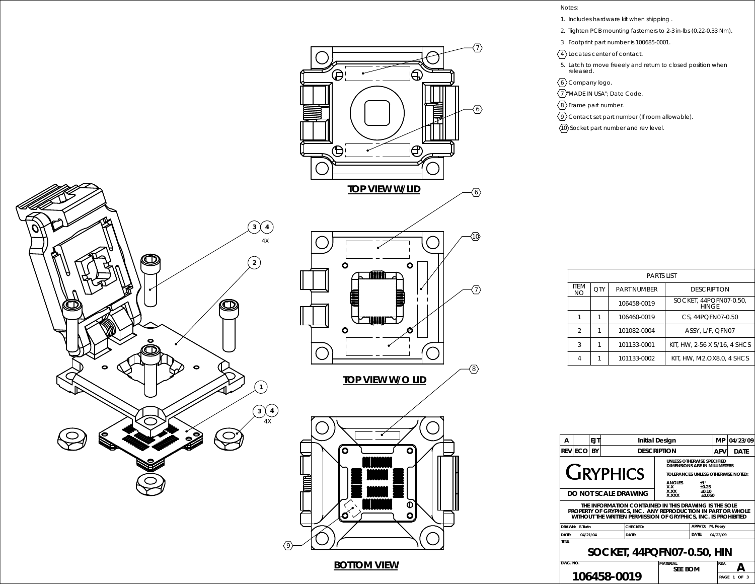Notes:

1. Includes hardware kit when shipping .
2. Tighten PCB mounting fasterners to 2-3 in-lbs (0.22-0.33 Nm).
3. Footprint part number is 100685-0001.
4. Locates center of contact.
5. Latch to move freeely and return to closed position when released.
6. Company logo.
7. "MADE IN USA"; Date Code.
8. Frame part number.
9. Contact set part number (If room allowable).
10. Socket part number and rev level.

TOP VIEW W/LID

TOP VIEW W/O LID

BOTTOM VIEW

| PARTS LIST | | | |
|---|---|---|---|
| ITEM NO | QTY | PART NUMBER | DESCRIPTION |
| | | 106458-0019 | SOCKET, 44PQFN07-0.50, HINGE |
| 1 | 1 | 106460-0019 | CS, 44PQFN07-0.50 |
| 2 | 1 | 101082-0004 | ASSY, L/F, QFN07 |
| 3 | 1 | 101133-0001 | KIT, HW, 2-56 X 5/16, 4 SHCS |
| 4 | 1 | 101133-0002 | KIT, HW, M2.OX8.0, 4 SHCS |

| REV | ECO | BY | DESCRIPTION | APV | DATE |
|---|---|---|---|---|---|
| A | | EJT | Initial Design | MP | 04/23/09 |

GRYPHICS

DO NOT SCALE DRAWING

UNLESS OTHERWISE SPECIFIED DIMENSIONS ARE IN MILLIMETERS

TOLERANCES UNLESS OTHERWISE NOTED:

| ANGLES | ±1° |
|---|---|
| X.X | ±0.25 |
| X.XX | ±0.10 |
| X.XXX | ±0.050 |

THE INFORMATION CONTAINED IN THIS DRAWING IS THE SOLE PROPERTY OF GRYPHICS, INC. ANY REPRODUCTION IN PART OR WHOLE WITHOUT THE WRITTEN PERMISSION OF GRYPHICS, INC. IS PROHIBITED

DRAWN: E.Turin | CHECKED: | APPV'D: M. Peery

DATE: 04/21/04 | DATE: | DATE: 04/23/09

TITLE: SOCKET, 44PQFN07-0.50, HIN

DWG. NO. 106458-0019 | MATERIAL: SEE BOM | REV. A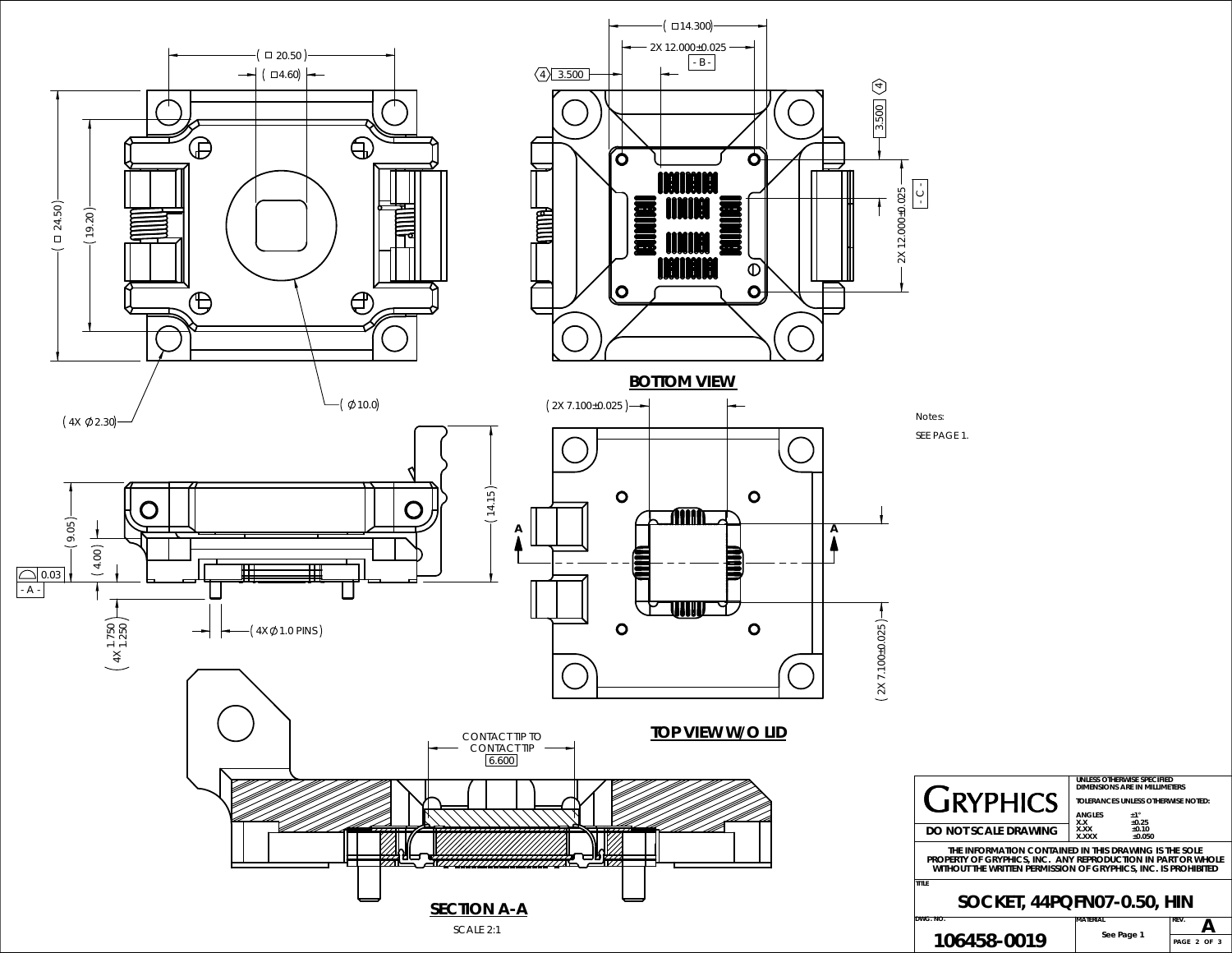( □ 20.50 )

( □ 4.60 )

( □ 24.50 )

( 19.20 )

( 4X ∅2.30 )

( ∅10.0 )

( □14.300 )

2X 12.000±0.025

- B -

4 3.500

3.500 4

- C -

2X 12.000±0.025

**BOTTOM VIEW**

( 2X 7.100±0.025 )

( 9.05 )

( 4.00 )

( 14.15 )

0.03

- A -

( 4X 1.750 1.250 )

( 4X ∅1.0 PINS )

A

A

( 2X 7.100±0.025 )

**TOP VIEW W/O LID**

Notes:

SEE PAGE 1.

CONTACT TIP TO CONTACT TIP

6.600

**SECTION A-A**

SCALE 2:1

| GRYPHICS | UNLESS OTHERWISE SPECIFIED DIMENSIONS ARE IN MILLIMETERS TOLERANCES UNLESS OTHERWISE NOTED: ANGLES ±1° X.X ±0.25 X.XX ±0.10 X.XXX ±0.050 | |
|---|---|---|
| DO NOT SCALE DRAWING | | |
| THE INFORMATION CONTAINED IN THIS DRAWING IS THE SOLE PROPERTY OF GRYPHICS, INC. ANY REPRODUCTION IN PART OR WHOLE WITHOUT THE WRITTEN PERMISSION OF GRYPHICS, INC. IS PROHIBITED | | |
| TITLE: SOCKET, 44PQFN07-0.50, HIN | | |
| DWG. NO.: 106458-0019 | MATERIAL: See Page 1 | REV.: A |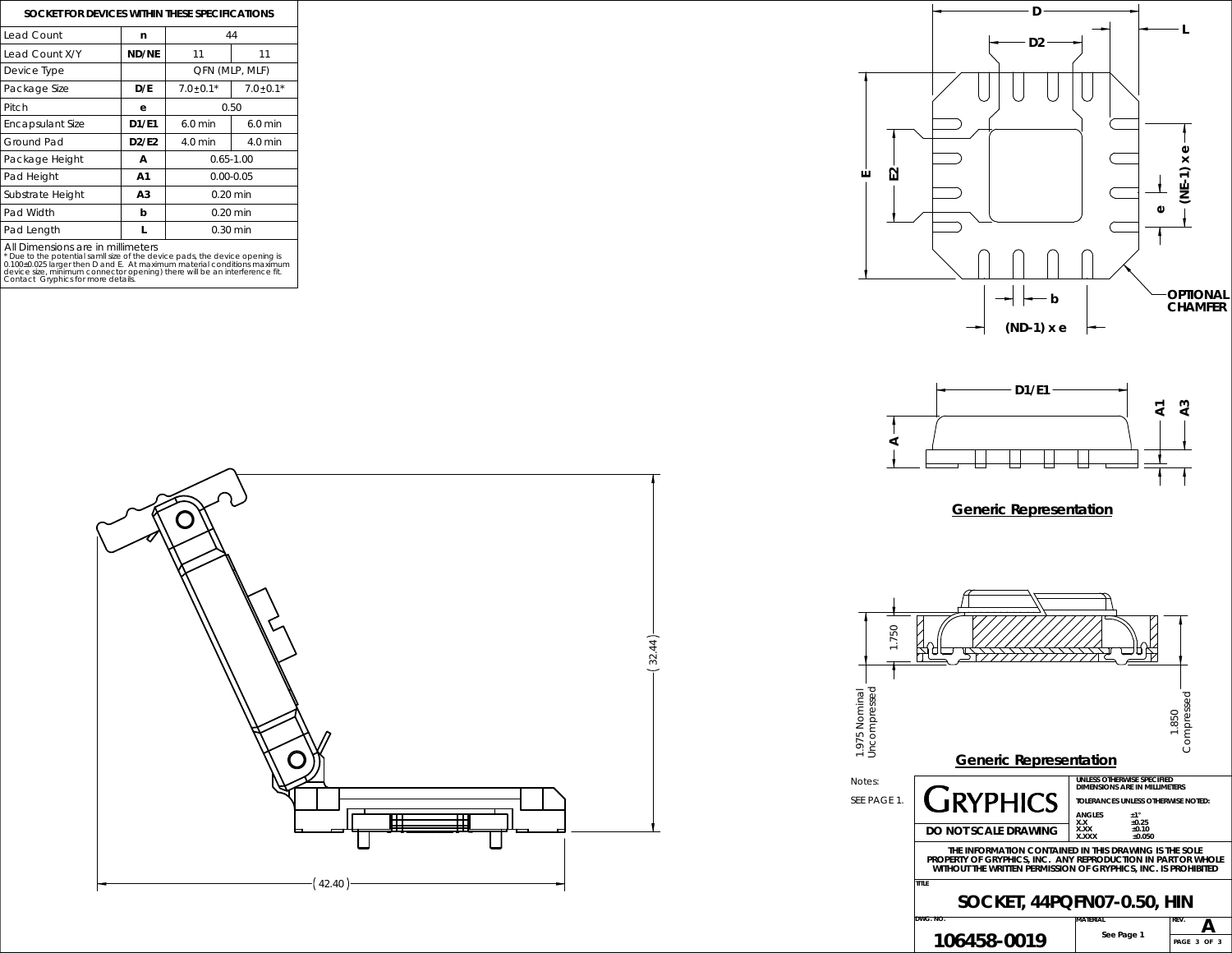| SOCKET FOR DEVICES WITHIN THESE SPECIFICATIONS | | | |
|---|---|---|---|
| Lead Count | n | 44 | |
| Lead Count X/Y | ND/NE | 11 | 11 |
| Device Type | | QFN (MLP, MLF) | |
| Package Size | D/E | 7.0±0.1* | 7.0±0.1* |
| Pitch | e | 0.50 | |
| Encapsulant Size | D1/E1 | 6.0 min | 6.0 min |
| Ground Pad | D2/E2 | 4.0 min | 4.0 min |
| Package Height | A | 0.65-1.00 | |
| Pad Height | A1 | 0.00-0.05 | |
| Substrate Height | A3 | 0.20 min | |
| Pad Width | b | 0.20 min | |
| Pad Length | L | 0.30 min | |

All Dimensions are in millimeters

* Due to the potential samll size of the device pads, the device opening is 0.100±0.025 larger then D and E. At maximum material conditions maximum device size, minimum connector opening) there will be an interference fit. Contact Gryphics for more details.

D
D2
L
E
E2
(NE-1) x e
e
b
(ND-1) x e
OPTIONAL CHAMFER

D1/E1
A
A1
A3

Generic Representation

1.750
1.975 Nominal Uncompressed
1.850 Compressed

Generic Representation

(32.44)
(42.40)

Notes:

SEE PAGE 1.

GRYPHICS

DO NOT SCALE DRAWING

UNLESS OTHERWISE SPECIFIED DIMENSIONS ARE IN MILLIMETERS

TOLERANCES UNLESS OTHERWISE NOTED:

| | |
|---|---|
| ANGLES | ±1° |
| X.X | ±0.25 |
| X.XX | ±0.10 |
| X.XXX | ±0.050 |

THE INFORMATION CONTAINED IN THIS DRAWING IS THE SOLE PROPERTY OF GRYPHICS, INC. ANY REPRODUCTION IN PART OR WHOLE WITHOUT THE WRITTEN PERMISSION OF GRYPHICS, INC. IS PROHIBITED

TITLE: SOCKET, 44PQFN07-0.50, HIN

DWG. NO.: 106458-0019

MATERIAL: See Page 1

REV.: A